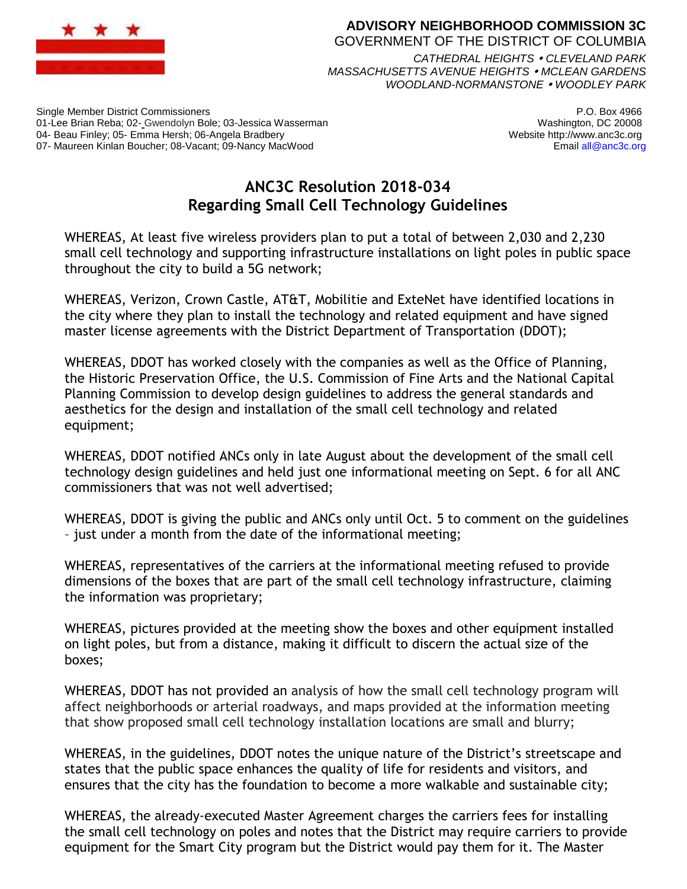**ADVISORY NEIGHBORHOOD COMMISSION 3C**
GOVERNMENT OF THE DISTRICT OF COLUMBIA
*CATHEDRAL HEIGHTS • CLEVELAND PARK*
*MASSACHUSETTS AVENUE HEIGHTS • MCLEAN GARDENS*
*WOODLAND-NORMANSTONE • WOODLEY PARK*

Single Member District Commissioners
01-Lee Brian Reba; 02- Gwendolyn Bole; 03-Jessica Wasserman
04- Beau Finley; 05- Emma Hersh; 06-Angela Bradbery
07- Maureen Kinlan Boucher; 08-Vacant; 09-Nancy MacWood

P.O. Box 4966
Washington, DC 20008
Website http://www.anc3c.org
Email all@anc3c.org

# ANC3C Resolution 2018-034
## Regarding Small Cell Technology Guidelines

WHEREAS, At least five wireless providers plan to put a total of between 2,030 and 2,230 small cell technology and supporting infrastructure installations on light poles in public space throughout the city to build a 5G network;

WHEREAS, Verizon, Crown Castle, AT&T, Mobilitie and ExteNet have identified locations in the city where they plan to install the technology and related equipment and have signed master license agreements with the District Department of Transportation (DDOT);

WHEREAS, DDOT has worked closely with the companies as well as the Office of Planning, the Historic Preservation Office, the U.S. Commission of Fine Arts and the National Capital Planning Commission to develop design guidelines to address the general standards and aesthetics for the design and installation of the small cell technology and related equipment;

WHEREAS, DDOT notified ANCs only in late August about the development of the small cell technology design guidelines and held just one informational meeting on Sept. 6 for all ANC commissioners that was not well advertised;

WHEREAS, DDOT is giving the public and ANCs only until Oct. 5 to comment on the guidelines – just under a month from the date of the informational meeting;

WHEREAS, representatives of the carriers at the informational meeting refused to provide dimensions of the boxes that are part of the small cell technology infrastructure, claiming the information was proprietary;

WHEREAS, pictures provided at the meeting show the boxes and other equipment installed on light poles, but from a distance, making it difficult to discern the actual size of the boxes;

WHEREAS, DDOT has not provided an analysis of how the small cell technology program will affect neighborhoods or arterial roadways, and maps provided at the information meeting that show proposed small cell technology installation locations are small and blurry;

WHEREAS, in the guidelines, DDOT notes the unique nature of the District's streetscape and states that the public space enhances the quality of life for residents and visitors, and ensures that the city has the foundation to become a more walkable and sustainable city;

WHEREAS, the already-executed Master Agreement charges the carriers fees for installing the small cell technology on poles and notes that the District may require carriers to provide equipment for the Smart City program but the District would pay them for it. The Master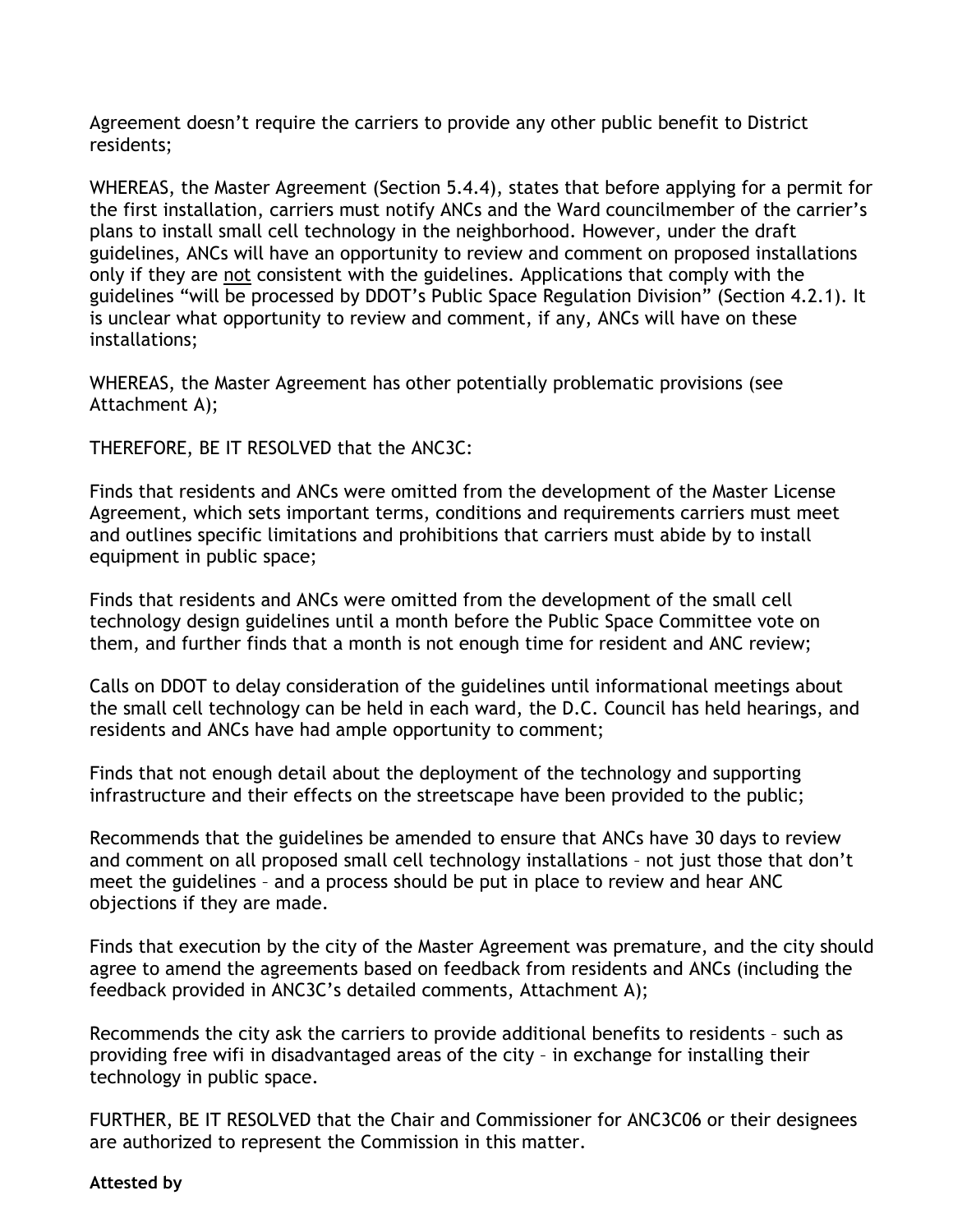Agreement doesn't require the carriers to provide any other public benefit to District residents;

WHEREAS, the Master Agreement (Section 5.4.4), states that before applying for a permit for the first installation, carriers must notify ANCs and the Ward councilmember of the carrier's plans to install small cell technology in the neighborhood. However, under the draft guidelines, ANCs will have an opportunity to review and comment on proposed installations only if they are not consistent with the guidelines. Applications that comply with the guidelines "will be processed by DDOT's Public Space Regulation Division" (Section 4.2.1). It is unclear what opportunity to review and comment, if any, ANCs will have on these installations;

WHEREAS, the Master Agreement has other potentially problematic provisions (see Attachment A);

THEREFORE, BE IT RESOLVED that the ANC3C:

Finds that residents and ANCs were omitted from the development of the Master License Agreement, which sets important terms, conditions and requirements carriers must meet and outlines specific limitations and prohibitions that carriers must abide by to install equipment in public space;

Finds that residents and ANCs were omitted from the development of the small cell technology design guidelines until a month before the Public Space Committee vote on them, and further finds that a month is not enough time for resident and ANC review;

Calls on DDOT to delay consideration of the guidelines until informational meetings about the small cell technology can be held in each ward, the D.C. Council has held hearings, and residents and ANCs have had ample opportunity to comment;

Finds that not enough detail about the deployment of the technology and supporting infrastructure and their effects on the streetscape have been provided to the public;

Recommends that the guidelines be amended to ensure that ANCs have 30 days to review and comment on all proposed small cell technology installations – not just those that don't meet the guidelines – and a process should be put in place to review and hear ANC objections if they are made.

Finds that execution by the city of the Master Agreement was premature, and the city should agree to amend the agreements based on feedback from residents and ANCs (including the feedback provided in ANC3C's detailed comments, Attachment A);

Recommends the city ask the carriers to provide additional benefits to residents – such as providing free wifi in disadvantaged areas of the city – in exchange for installing their technology in public space.

FURTHER, BE IT RESOLVED that the Chair and Commissioner for ANC3C06 or their designees are authorized to represent the Commission in this matter.

**Attested by**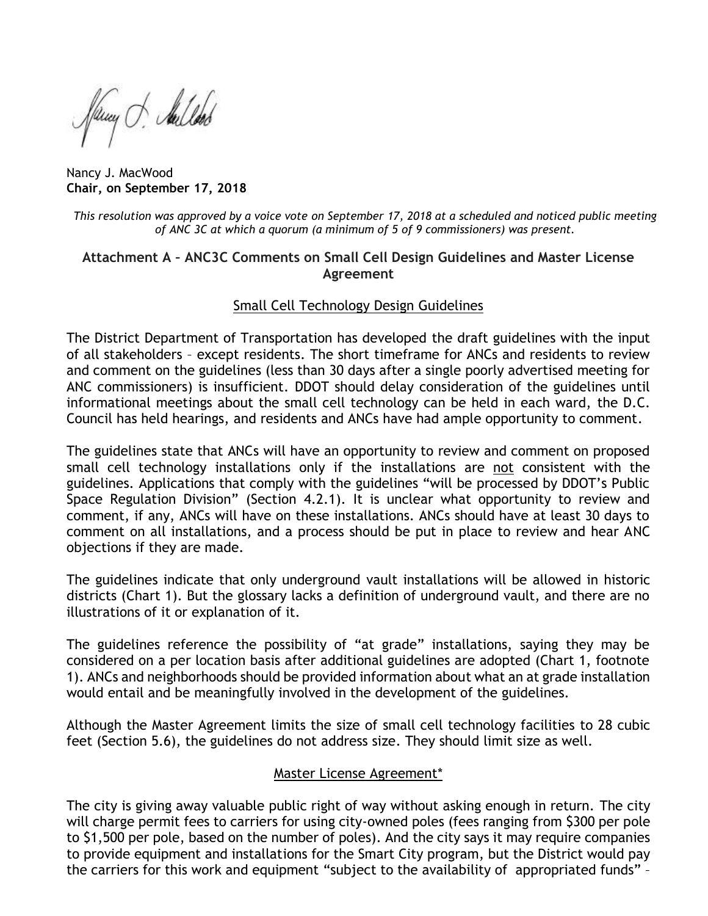Nancy J. MacWood
**Chair, on September 17, 2018**

*This resolution was approved by a voice vote on September 17, 2018 at a scheduled and noticed public meeting of ANC 3C at which a quorum (a minimum of 5 of 9 commissioners) was present.*

## Attachment A – ANC3C Comments on Small Cell Design Guidelines and Master License Agreement

### Small Cell Technology Design Guidelines

The District Department of Transportation has developed the draft guidelines with the input of all stakeholders – except residents. The short timeframe for ANCs and residents to review and comment on the guidelines (less than 30 days after a single poorly advertised meeting for ANC commissioners) is insufficient. DDOT should delay consideration of the guidelines until informational meetings about the small cell technology can be held in each ward, the D.C. Council has held hearings, and residents and ANCs have had ample opportunity to comment.

The guidelines state that ANCs will have an opportunity to review and comment on proposed small cell technology installations only if the installations are not consistent with the guidelines. Applications that comply with the guidelines "will be processed by DDOT's Public Space Regulation Division" (Section 4.2.1). It is unclear what opportunity to review and comment, if any, ANCs will have on these installations. ANCs should have at least 30 days to comment on all installations, and a process should be put in place to review and hear ANC objections if they are made.

The guidelines indicate that only underground vault installations will be allowed in historic districts (Chart 1). But the glossary lacks a definition of underground vault, and there are no illustrations of it or explanation of it.

The guidelines reference the possibility of "at grade" installations, saying they may be considered on a per location basis after additional guidelines are adopted (Chart 1, footnote 1). ANCs and neighborhoods should be provided information about what an at grade installation would entail and be meaningfully involved in the development of the guidelines.

Although the Master Agreement limits the size of small cell technology facilities to 28 cubic feet (Section 5.6), the guidelines do not address size. They should limit size as well.

### Master License Agreement*

The city is giving away valuable public right of way without asking enough in return. The city will charge permit fees to carriers for using city-owned poles (fees ranging from $300 per pole to $1,500 per pole, based on the number of poles). And the city says it may require companies to provide equipment and installations for the Smart City program, but the District would pay the carriers for this work and equipment "subject to the availability of appropriated funds" –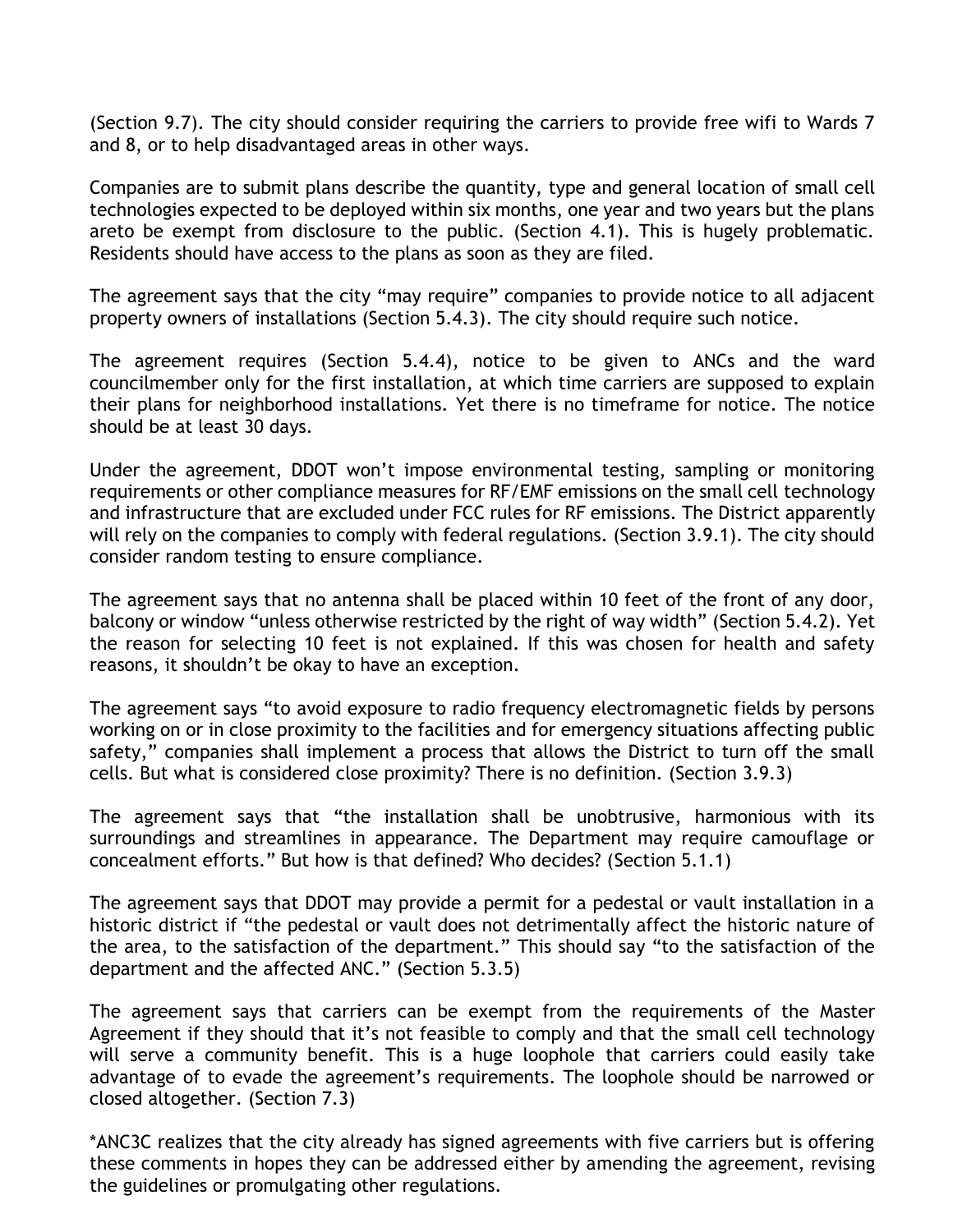(Section 9.7). The city should consider requiring the carriers to provide free wifi to Wards 7 and 8, or to help disadvantaged areas in other ways.

Companies are to submit plans describe the quantity, type and general location of small cell technologies expected to be deployed within six months, one year and two years but the plans areto be exempt from disclosure to the public. (Section 4.1). This is hugely problematic. Residents should have access to the plans as soon as they are filed.

The agreement says that the city "may require" companies to provide notice to all adjacent property owners of installations (Section 5.4.3). The city should require such notice.

The agreement requires (Section 5.4.4), notice to be given to ANCs and the ward councilmember only for the first installation, at which time carriers are supposed to explain their plans for neighborhood installations. Yet there is no timeframe for notice. The notice should be at least 30 days.

Under the agreement, DDOT won't impose environmental testing, sampling or monitoring requirements or other compliance measures for RF/EMF emissions on the small cell technology and infrastructure that are excluded under FCC rules for RF emissions. The District apparently will rely on the companies to comply with federal regulations. (Section 3.9.1). The city should consider random testing to ensure compliance.

The agreement says that no antenna shall be placed within 10 feet of the front of any door, balcony or window "unless otherwise restricted by the right of way width" (Section 5.4.2). Yet the reason for selecting 10 feet is not explained. If this was chosen for health and safety reasons, it shouldn't be okay to have an exception.

The agreement says "to avoid exposure to radio frequency electromagnetic fields by persons working on or in close proximity to the facilities and for emergency situations affecting public safety," companies shall implement a process that allows the District to turn off the small cells. But what is considered close proximity? There is no definition. (Section 3.9.3)

The agreement says that "the installation shall be unobtrusive, harmonious with its surroundings and streamlines in appearance. The Department may require camouflage or concealment efforts." But how is that defined? Who decides? (Section 5.1.1)

The agreement says that DDOT may provide a permit for a pedestal or vault installation in a historic district if "the pedestal or vault does not detrimentally affect the historic nature of the area, to the satisfaction of the department." This should say "to the satisfaction of the department and the affected ANC." (Section 5.3.5)

The agreement says that carriers can be exempt from the requirements of the Master Agreement if they should that it's not feasible to comply and that the small cell technology will serve a community benefit. This is a huge loophole that carriers could easily take advantage of to evade the agreement's requirements. The loophole should be narrowed or closed altogether. (Section 7.3)

*ANC3C realizes that the city already has signed agreements with five carriers but is offering these comments in hopes they can be addressed either by amending the agreement, revising the guidelines or promulgating other regulations.